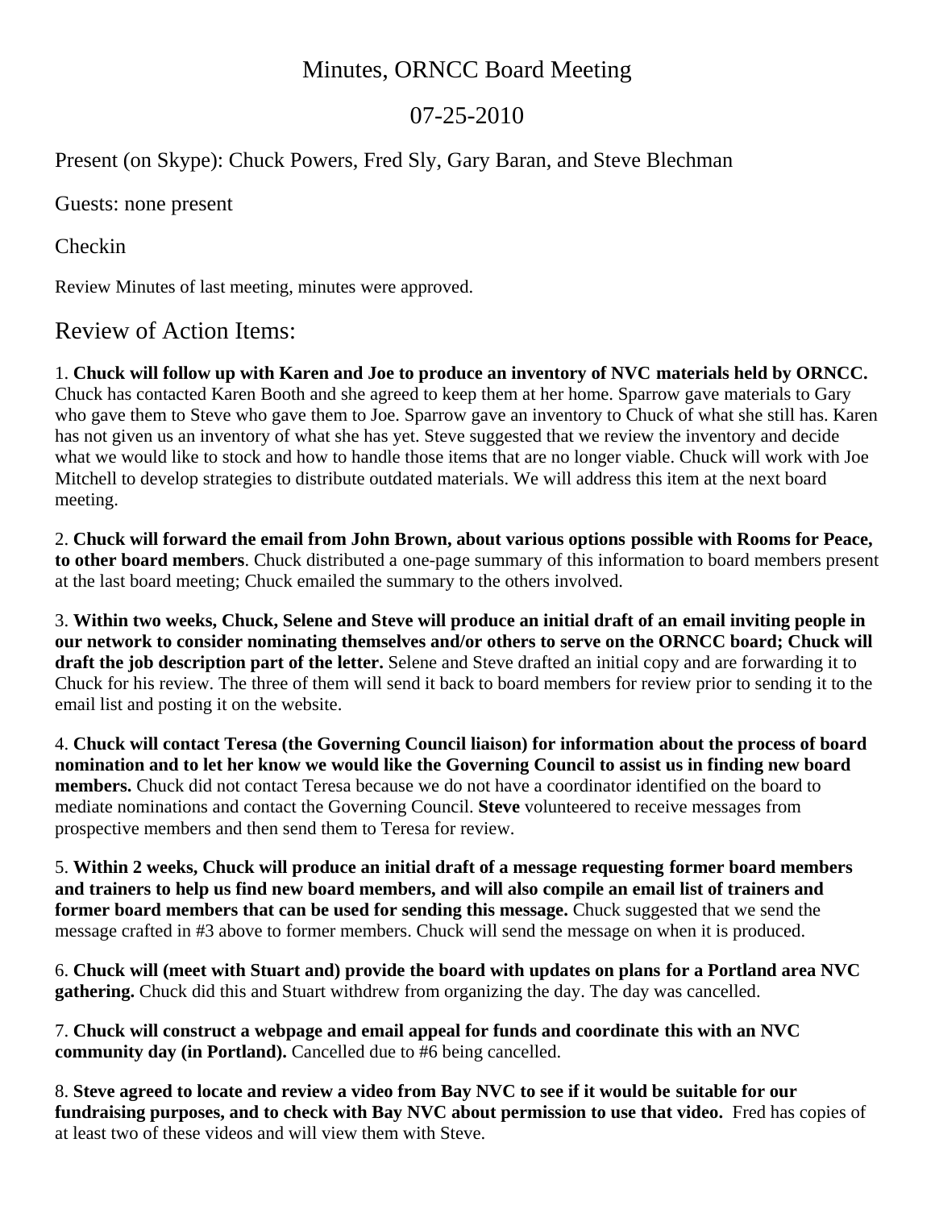# Minutes, ORNCC Board Meeting

## 07-25-2010

Present (on Skype): Chuck Powers, Fred Sly, Gary Baran, and Steve Blechman

Guests: none present

Checkin

Review Minutes of last meeting, minutes were approved.

## Review of Action Items:

1. **Chuck will follow up with Karen and Joe to produce an inventory of NVC materials held by ORNCC.** Chuck has contacted Karen Booth and she agreed to keep them at her home. Sparrow gave materials to Gary who gave them to Steve who gave them to Joe. Sparrow gave an inventory to Chuck of what she still has. Karen has not given us an inventory of what she has yet. Steve suggested that we review the inventory and decide what we would like to stock and how to handle those items that are no longer viable. Chuck will work with Joe Mitchell to develop strategies to distribute outdated materials. We will address this item at the next board meeting.

2. **Chuck will forward the email from John Brown, about various options possible with Rooms for Peace, to other board members**. Chuck distributed a one-page summary of this information to board members present at the last board meeting; Chuck emailed the summary to the others involved.

3. **Within two weeks, Chuck, Selene and Steve will produce an initial draft of an email inviting people in our network to consider nominating themselves and/or others to serve on the ORNCC board; Chuck will draft the job description part of the letter.** Selene and Steve drafted an initial copy and are forwarding it to Chuck for his review. The three of them will send it back to board members for review prior to sending it to the email list and posting it on the website.

4. **Chuck will contact Teresa (the Governing Council liaison) for information about the process of board nomination and to let her know we would like the Governing Council to assist us in finding new board members.** Chuck did not contact Teresa because we do not have a coordinator identified on the board to mediate nominations and contact the Governing Council. **Steve** volunteered to receive messages from prospective members and then send them to Teresa for review.

5. **Within 2 weeks, Chuck will produce an initial draft of a message requesting former board members and trainers to help us find new board members, and will also compile an email list of trainers and former board members that can be used for sending this message.** Chuck suggested that we send the message crafted in #3 above to former members. Chuck will send the message on when it is produced.

6. **Chuck will (meet with Stuart and) provide the board with updates on plans for a Portland area NVC gathering.** Chuck did this and Stuart withdrew from organizing the day. The day was cancelled.

7. **Chuck will construct a webpage and email appeal for funds and coordinate this with an NVC community day (in Portland).** Cancelled due to #6 being cancelled.

8. **Steve agreed to locate and review a video from Bay NVC to see if it would be suitable for our fundraising purposes, and to check with Bay NVC about permission to use that video.** Fred has copies of at least two of these videos and will view them with Steve.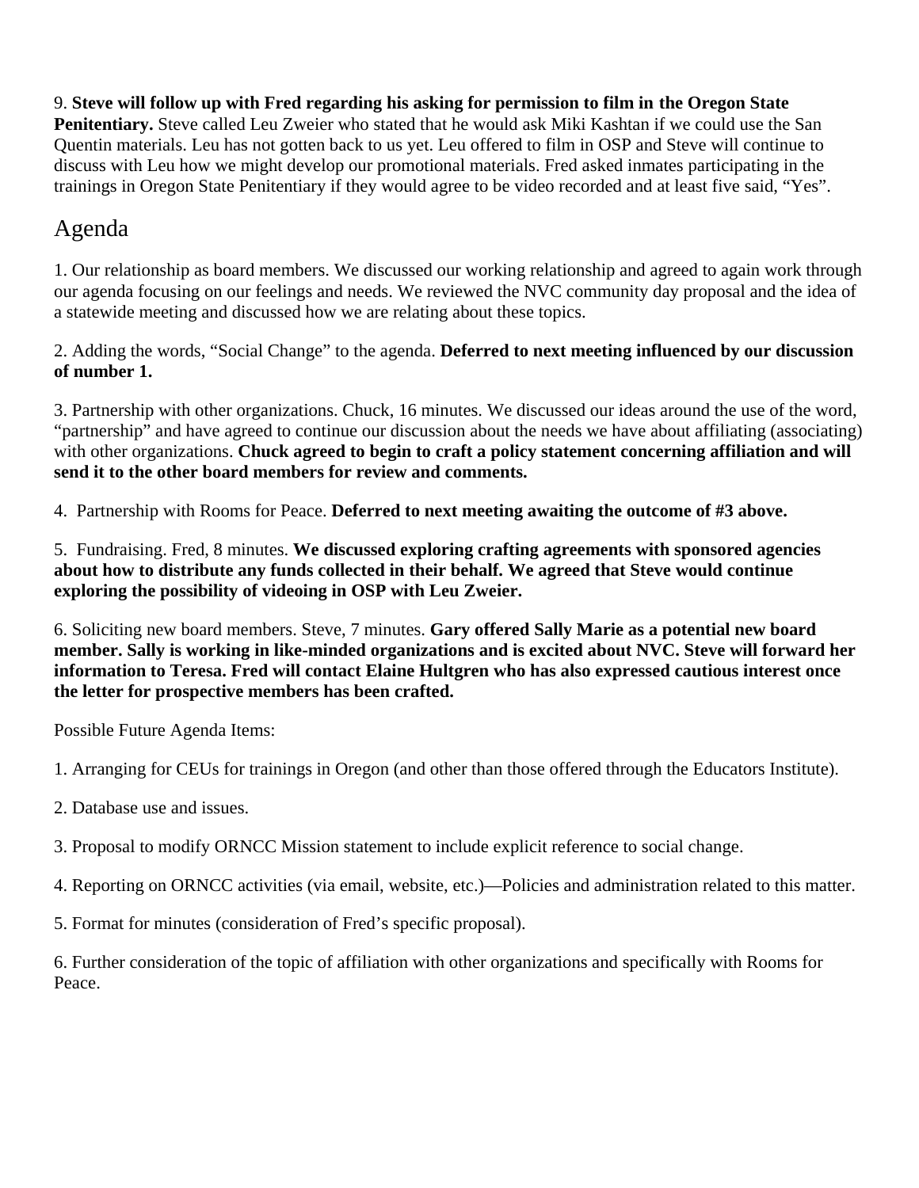9. **Steve will follow up with Fred regarding his asking for permission to film in the Oregon State Penitentiary.** Steve called Leu Zweier who stated that he would ask Miki Kashtan if we could use the San Quentin materials. Leu has not gotten back to us yet. Leu offered to film in OSP and Steve will continue to discuss with Leu how we might develop our promotional materials. Fred asked inmates participating in the trainings in Oregon State Penitentiary if they would agree to be video recorded and at least five said, "Yes".

## Agenda

1. Our relationship as board members. We discussed our working relationship and agreed to again work through our agenda focusing on our feelings and needs. We reviewed the NVC community day proposal and the idea of a statewide meeting and discussed how we are relating about these topics.

2. Adding the words, "Social Change" to the agenda. **Deferred to next meeting influenced by our discussion of number 1.**

3. Partnership with other organizations. Chuck, 16 minutes. We discussed our ideas around the use of the word, "partnership" and have agreed to continue our discussion about the needs we have about affiliating (associating) with other organizations. **Chuck agreed to begin to craft a policy statement concerning affiliation and will send it to the other board members for review and comments.**

4. Partnership with Rooms for Peace. **Deferred to next meeting awaiting the outcome of #3 above.**

5. Fundraising. Fred, 8 minutes. **We discussed exploring crafting agreements with sponsored agencies about how to distribute any funds collected in their behalf. We agreed that Steve would continue exploring the possibility of videoing in OSP with Leu Zweier.**

6. Soliciting new board members. Steve, 7 minutes. **Gary offered Sally Marie as a potential new board member. Sally is working in like-minded organizations and is excited about NVC. Steve will forward her information to Teresa. Fred will contact Elaine Hultgren who has also expressed cautious interest once the letter for prospective members has been crafted.**

Possible Future Agenda Items:

1. Arranging for CEUs for trainings in Oregon (and other than those offered through the Educators Institute).

2. Database use and issues.

3. Proposal to modify ORNCC Mission statement to include explicit reference to social change.

4. Reporting on ORNCC activities (via email, website, etc.)—Policies and administration related to this matter.

5. Format for minutes (consideration of Fred's specific proposal).

6. Further consideration of the topic of affiliation with other organizations and specifically with Rooms for Peace.